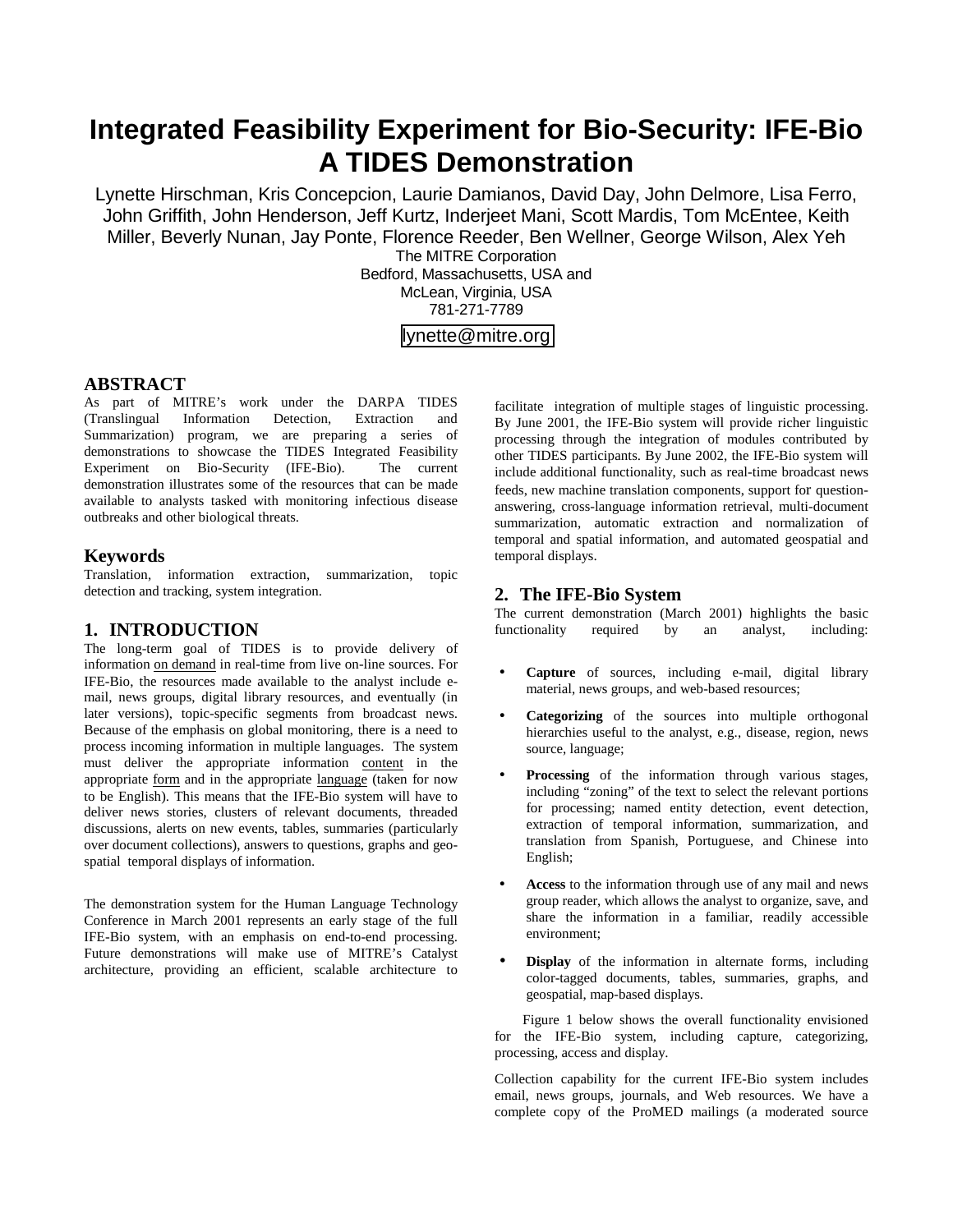# Integrated Feasibility Experiment for Bio-Security: IFE-Bio A TIDES Demonstration

Lynette Hirschman, Kris Concepcion, Laurie Damianos, David Day, John Delmore, Lisa Ferro, John Griffith, John Henderson, Jeff Kurtz, Inderjeet Mani, Scott Mardis, Tom McEntee, Keith Miller, Beverly Nunan, Jay Ponte, Florence Reeder, Ben Wellner, George Wilson, Alex Yeh

The MITRE Corporation
Bedford, Massachusetts, USA and
McLean, Virginia, USA
781-271-7789

lynette@mitre.org

## ABSTRACT

As part of MITRE's work under the DARPA TIDES (Translingual Information Detection, Extraction and Summarization) program, we are preparing a series of demonstrations to showcase the TIDES Integrated Feasibility Experiment on Bio-Security (IFE-Bio). The current demonstration illustrates some of the resources that can be made available to analysts tasked with monitoring infectious disease outbreaks and other biological threats.

## Keywords

Translation, information extraction, summarization, topic detection and tracking, system integration.

## 1. INTRODUCTION

The long-term goal of TIDES is to provide delivery of information on demand in real-time from live on-line sources. For IFE-Bio, the resources made available to the analyst include e-mail, news groups, digital library resources, and eventually (in later versions), topic-specific segments from broadcast news. Because of the emphasis on global monitoring, there is a need to process incoming information in multiple languages. The system must deliver the appropriate information content in the appropriate form and in the appropriate language (taken for now to be English). This means that the IFE-Bio system will have to deliver news stories, clusters of relevant documents, threaded discussions, alerts on new events, tables, summaries (particularly over document collections), answers to questions, graphs and geo-spatial temporal displays of information.

The demonstration system for the Human Language Technology Conference in March 2001 represents an early stage of the full IFE-Bio system, with an emphasis on end-to-end processing. Future demonstrations will make use of MITRE's Catalyst architecture, providing an efficient, scalable architecture to facilitate integration of multiple stages of linguistic processing. By June 2001, the IFE-Bio system will provide richer linguistic processing through the integration of modules contributed by other TIDES participants. By June 2002, the IFE-Bio system will include additional functionality, such as real-time broadcast news feeds, new machine translation components, support for question-answering, cross-language information retrieval, multi-document summarization, automatic extraction and normalization of temporal and spatial information, and automated geospatial and temporal displays.

## 2. The IFE-Bio System

The current demonstration (March 2001) highlights the basic functionality required by an analyst, including:

- **Capture** of sources, including e-mail, digital library material, news groups, and web-based resources;
- **Categorizing** of the sources into multiple orthogonal hierarchies useful to the analyst, e.g., disease, region, news source, language;
- **Processing** of the information through various stages, including "zoning" of the text to select the relevant portions for processing; named entity detection, event detection, extraction of temporal information, summarization, and translation from Spanish, Portuguese, and Chinese into English;
- **Access** to the information through use of any mail and news group reader, which allows the analyst to organize, save, and share the information in a familiar, readily accessible environment;
- **Display** of the information in alternate forms, including color-tagged documents, tables, summaries, graphs, and geospatial, map-based displays.

Figure 1 below shows the overall functionality envisioned for the IFE-Bio system, including capture, categorizing, processing, access and display.

Collection capability for the current IFE-Bio system includes email, news groups, journals, and Web resources. We have a complete copy of the ProMED mailings (a moderated source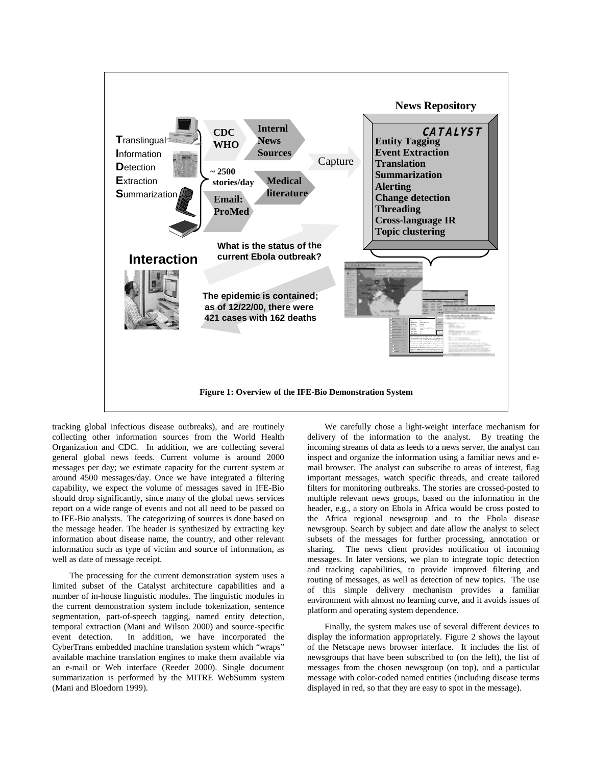**Figure 1: Overview of the IFE-Bio Demonstration System**

tracking global infectious disease outbreaks), and are routinely collecting other information sources from the World Health Organization and CDC. In addition, we are collecting several general global news feeds. Current volume is around 2000 messages per day; we estimate capacity for the current system at around 4500 messages/day. Once we have integrated a filtering capability, we expect the volume of messages saved in IFE-Bio should drop significantly, since many of the global news services report on a wide range of events and not all need to be passed on to IFE-Bio analysts. The categorizing of sources is done based on the message header. The header is synthesized by extracting key information about disease name, the country, and other relevant information such as type of victim and source of information, as well as date of message receipt.

The processing for the current demonstration system uses a limited subset of the Catalyst architecture capabilities and a number of in-house linguistic modules. The linguistic modules in the current demonstration system include tokenization, sentence segmentation, part-of-speech tagging, named entity detection, temporal extraction (Mani and Wilson 2000) and source-specific event detection. In addition, we have incorporated the CyberTrans embedded machine translation system which "wraps" available machine translation engines to make them available via an e-mail or Web interface (Reeder 2000). Single document summarization is performed by the MITRE WebSumm system (Mani and Bloedorn 1999).

We carefully chose a light-weight interface mechanism for delivery of the information to the analyst. By treating the incoming streams of data as feeds to a news server, the analyst can inspect and organize the information using a familiar news and e-mail browser. The analyst can subscribe to areas of interest, flag important messages, watch specific threads, and create tailored filters for monitoring outbreaks. The stories are crossed-posted to multiple relevant news groups, based on the information in the header, e.g., a story on Ebola in Africa would be cross posted to the Africa regional newsgroup and to the Ebola disease newsgroup. Search by subject and date allow the analyst to select subsets of the messages for further processing, annotation or sharing. The news client provides notification of incoming messages. In later versions, we plan to integrate topic detection and tracking capabilities, to provide improved filtering and routing of messages, as well as detection of new topics. The use of this simple delivery mechanism provides a familiar environment with almost no learning curve, and it avoids issues of platform and operating system dependence.

Finally, the system makes use of several different devices to display the information appropriately. Figure 2 shows the layout of the Netscape news browser interface. It includes the list of newsgroups that have been subscribed to (on the left), the list of messages from the chosen newsgroup (on top), and a particular message with color-coded named entities (including disease terms displayed in red, so that they are easy to spot in the message).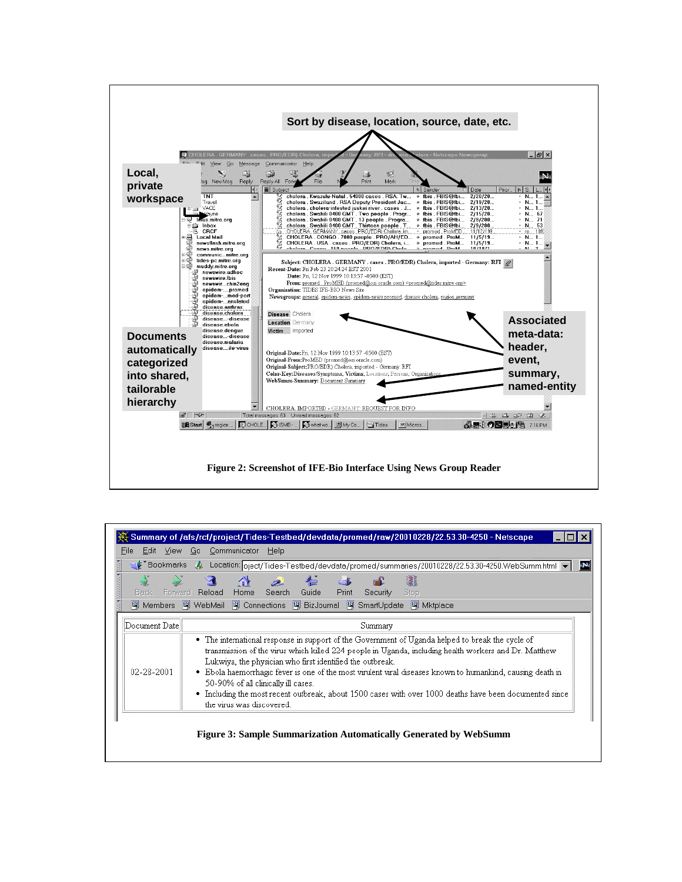Figure 2: Screenshot of IFE-Bio Interface Using News Group Reader

Figure 3: Sample Summarization Automatically Generated by WebSumm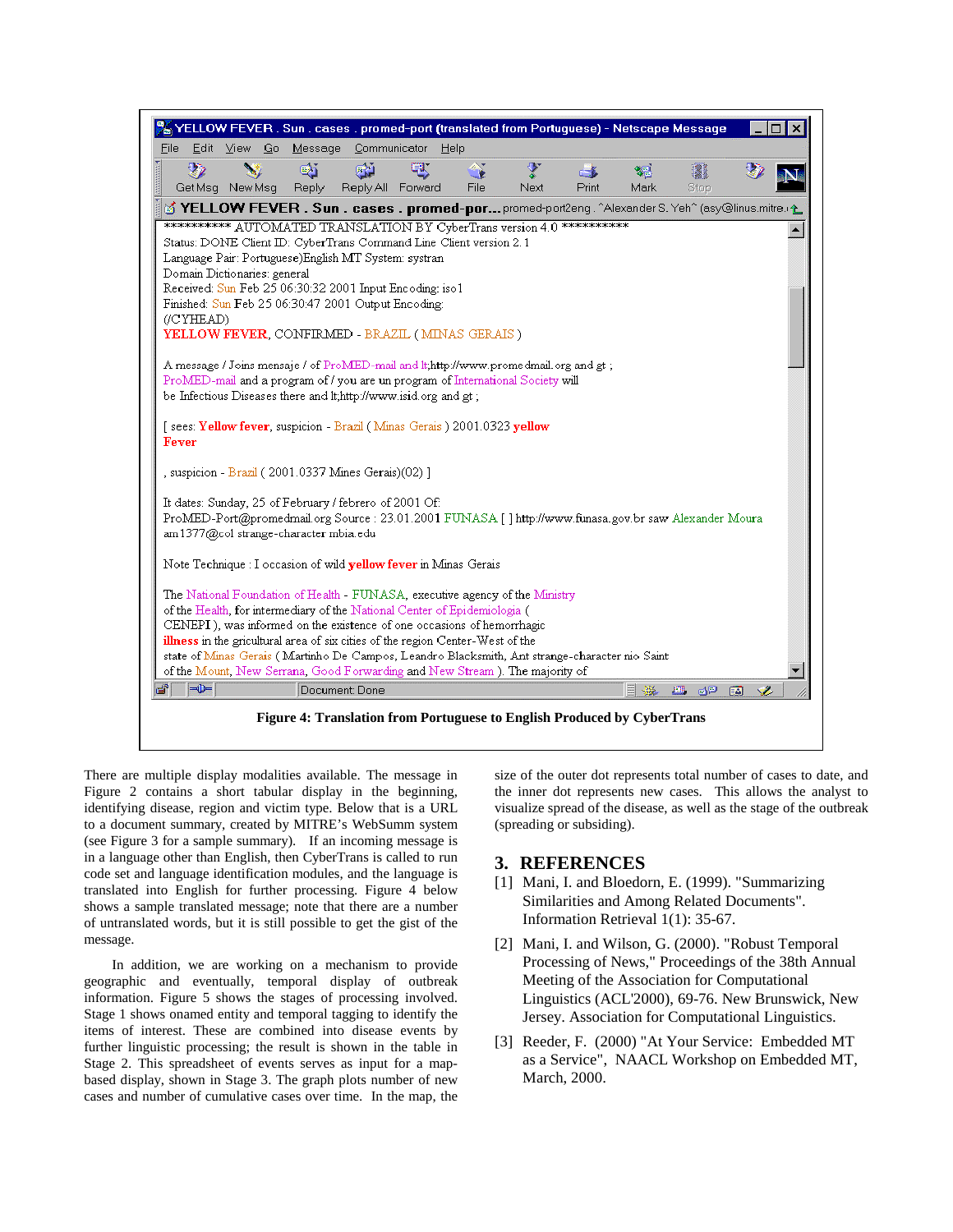YELLOW FEVER . Sun . cases . promed-port (translated from Portuguese) - Netscape Message

```
*********** AUTOMATED TRANSLATION BY CyberTrans version 4.0 ***********
Status: DONE Client ID: CyberTrans Command Line Client version 2.1
Language Pair: Portuguese)English MT System: systran
Domain Dictionaries: general
Received: Sun Feb 25 06:30:32 2001 Input Encoding: iso1
Finished: Sun Feb 25 06:30:47 2001 Output Encoding:
(/CYHEAD)
YELLOW FEVER, CONFIRMED - BRAZIL ( MINAS GERAIS )

A message / Joins mensaje / of ProMED-mail and lt;http://www.promedmail.org and gt ;
ProMED-mail and a program of / you are un program of International Society will
be Infectious Diseases there and lt;http://www.isid.org and gt ;

[ sees: Yellow fever, suspicion - Brazil ( Minas Gerais ) 2001.0323 yellow
Fever

, suspicion - Brazil ( 2001.0337 Mines Gerais)(02) ]

It dates: Sunday, 25 of February / febrero of 2001 Of:
ProMED-Port@promedmail.org Source : 23.01.2001 FUNASA [ ] http://www.funasa.gov.br saw Alexander Moura
am1377@col strange-character mbia.edu

Note Technique : I occasion of wild yellow fever in Minas Gerais

The National Foundation of Health - FUNASA, executive agency of the Ministry
of the Health, for intermediary of the National Center of Epidemiologia (
CENEPI ), was informed on the existence of one occasions of hemorrhagic
illness in the gricultural area of six cities of the region Center-West of the
state of Minas Gerais ( Martinho De Campos, Leandro Blacksmith, Ant strange-character nio Saint
of the Mount, New Serrana, Good Forwarding and New Stream ). The majority of
```

**Figure 4: Translation from Portuguese to English Produced by CyberTrans**

There are multiple display modalities available. The message in Figure 2 contains a short tabular display in the beginning, identifying disease, region and victim type. Below that is a URL to a document summary, created by MITRE's WebSumm system (see Figure 3 for a sample summary). If an incoming message is in a language other than English, then CyberTrans is called to run code set and language identification modules, and the language is translated into English for further processing. Figure 4 below shows a sample translated message; note that there are a number of untranslated words, but it is still possible to get the gist of the message.

In addition, we are working on a mechanism to provide geographic and eventually, temporal display of outbreak information. Figure 5 shows the stages of processing involved. Stage 1 shows onamed entity and temporal tagging to identify the items of interest. These are combined into disease events by further linguistic processing; the result is shown in the table in Stage 2. This spreadsheet of events serves as input for a map-based display, shown in Stage 3. The graph plots number of new cases and number of cumulative cases over time. In the map, the size of the outer dot represents total number of cases to date, and the inner dot represents new cases. This allows the analyst to visualize spread of the disease, as well as the stage of the outbreak (spreading or subsiding).

## 3. REFERENCES

[1] Mani, I. and Bloedorn, E. (1999). "Summarizing Similarities and Among Related Documents". Information Retrieval 1(1): 35-67.

[2] Mani, I. and Wilson, G. (2000). "Robust Temporal Processing of News," Proceedings of the 38th Annual Meeting of the Association for Computational Linguistics (ACL'2000), 69-76. New Brunswick, New Jersey. Association for Computational Linguistics.

[3] Reeder, F. (2000) "At Your Service: Embedded MT as a Service", NAACL Workshop on Embedded MT, March, 2000.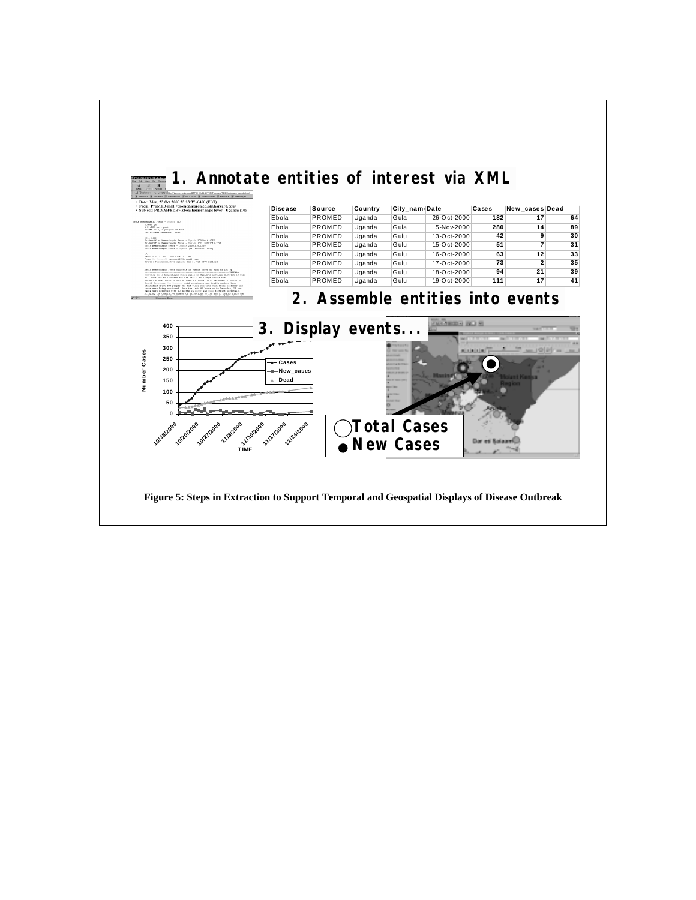1. Annotate entities of interest via XML

| Disease | Source | Country | City_name | Date | Cases | New_cases | Dead |
|---|---|---|---|---|---|---|---|
| Ebola | PROMED | Uganda | Gula | 26-Oct-2000 | 182 | 17 | 64 |
| Ebola | PROMED | Uganda | Gula | 5-Nov-2000 | 280 | 14 | 89 |
| Ebola | PROMED | Uganda | Gulu | 13-Oct-2000 | 42 | 9 | 30 |
| Ebola | PROMED | Uganda | Gulu | 15-Oct-2000 | 51 | 7 | 31 |
| Ebola | PROMED | Uganda | Gulu | 16-Oct-2000 | 63 | 12 | 33 |
| Ebola | PROMED | Uganda | Gulu | 17-Oct-2000 | 73 | 2 | 35 |
| Ebola | PROMED | Uganda | Gulu | 18-Oct-2000 | 94 | 21 | 39 |
| Ebola | PROMED | Uganda | Gulu | 19-Oct-2000 | 111 | 17 | 41 |

2. Assemble entities into events

3. Display events...

Number Cases

400
350
300
250
200
150
100
50
0

10/13/2000
10/20/2000
10/27/2000
11/3/2000
11/10/2000
11/17/2000
11/24/2000

TIME

Cases
New_cases
Dead

Total Cases
New Cases

**Figure 5: Steps in Extraction to Support Temporal and Geospatial Displays of Disease Outbreak**